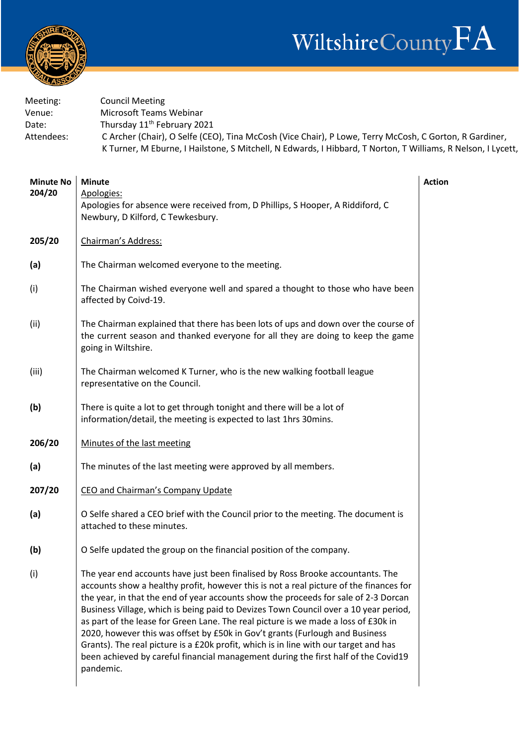# WiltshireCountyFA

Meeting: Council Meeting
Venue: Microsoft Teams Webinar
Date: Thursday 11th February 2021
Attendees: C Archer (Chair), O Selfe (CEO), Tina McCosh (Vice Chair), P Lowe, Terry McCosh, C Gorton, R Gardiner, K Turner, M Eburne, I Hailstone, S Mitchell, N Edwards, I Hibbard, T Norton, T Williams, R Nelson, I Lycett,

| Minute No | Minute | Action |
|---|---|---|
| **204/20** | Apologies: Apologies for absence were received from, D Phillips, S Hooper, A Riddiford, C Newbury, D Kilford, C Tewkesbury. | |
| **205/20** | Chairman's Address: | |
| **(a)** | The Chairman welcomed everyone to the meeting. | |
| (i) | The Chairman wished everyone well and spared a thought to those who have been affected by Coivd-19. | |
| (ii) | The Chairman explained that there has been lots of ups and down over the course of the current season and thanked everyone for all they are doing to keep the game going in Wiltshire. | |
| (iii) | The Chairman welcomed K Turner, who is the new walking football league representative on the Council. | |
| **(b)** | There is quite a lot to get through tonight and there will be a lot of information/detail, the meeting is expected to last 1hrs 30mins. | |
| **206/20** | Minutes of the last meeting | |
| **(a)** | The minutes of the last meeting were approved by all members. | |
| **207/20** | CEO and Chairman's Company Update | |
| **(a)** | O Selfe shared a CEO brief with the Council prior to the meeting. The document is attached to these minutes. | |
| **(b)** | O Selfe updated the group on the financial position of the company. | |
| (i) | The year end accounts have just been finalised by Ross Brooke accountants. The accounts show a healthy profit, however this is not a real picture of the finances for the year, in that the end of year accounts show the proceeds for sale of 2-3 Dorcan Business Village, which is being paid to Devizes Town Council over a 10 year period, as part of the lease for Green Lane. The real picture is we made a loss of £30k in 2020, however this was offset by £50k in Gov't grants (Furlough and Business Grants). The real picture is a £20k profit, which is in line with our target and has been achieved by careful financial management during the first half of the Covid19 pandemic. | |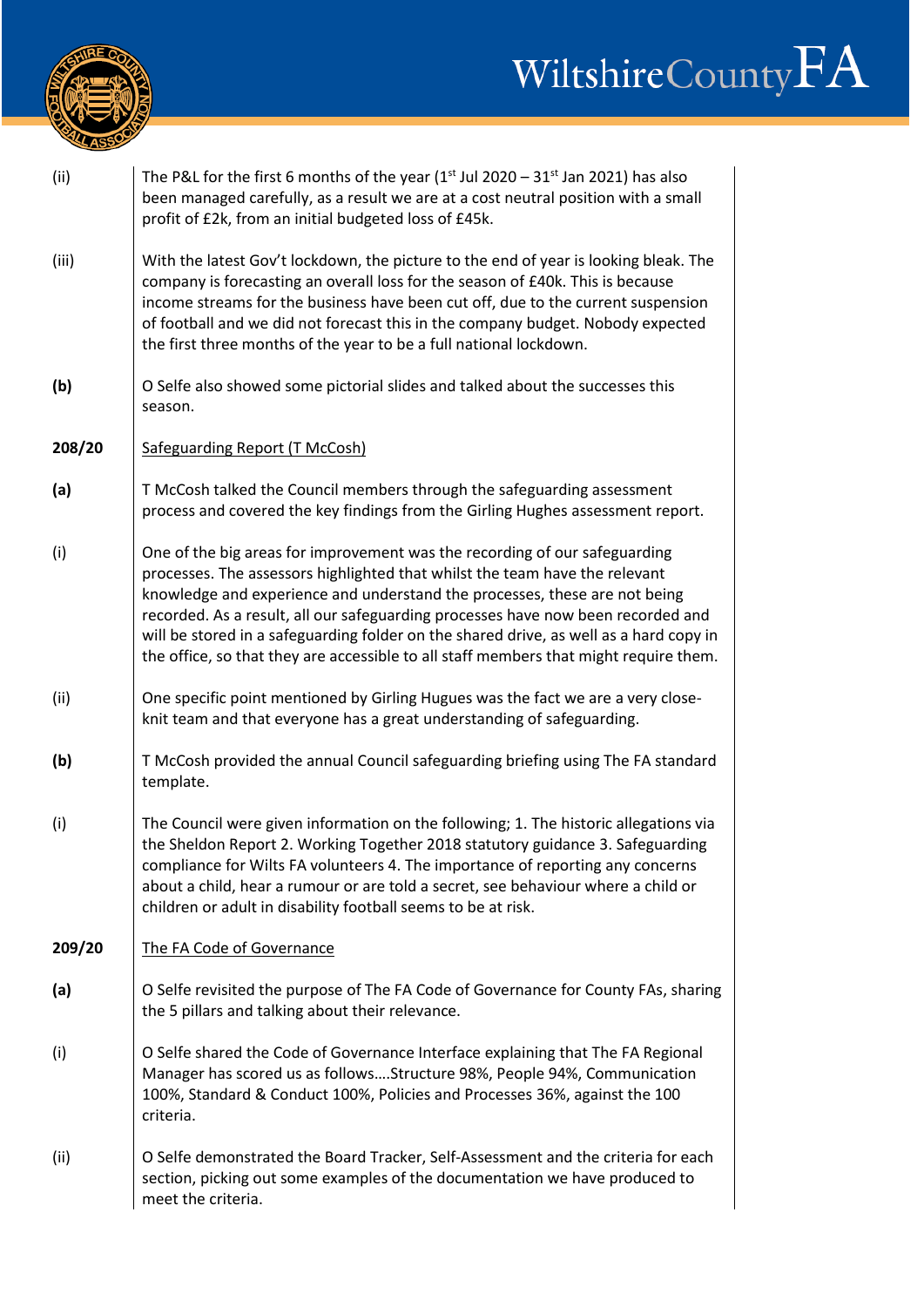| | |
|---|---|
| (ii) | The P&L for the first 6 months of the year (1st Jul 2020 – 31st Jan 2021) has also been managed carefully, as a result we are at a cost neutral position with a small profit of £2k, from an initial budgeted loss of £45k. |
| (iii) | With the latest Gov't lockdown, the picture to the end of year is looking bleak. The company is forecasting an overall loss for the season of £40k. This is because income streams for the business have been cut off, due to the current suspension of football and we did not forecast this in the company budget. Nobody expected the first three months of the year to be a full national lockdown. |
| **(b)** | O Selfe also showed some pictorial slides and talked about the successes this season. |
| **208/20** | Safeguarding Report (T McCosh) |
| **(a)** | T McCosh talked the Council members through the safeguarding assessment process and covered the key findings from the Girling Hughes assessment report. |
| (i) | One of the big areas for improvement was the recording of our safeguarding processes. The assessors highlighted that whilst the team have the relevant knowledge and experience and understand the processes, these are not being recorded. As a result, all our safeguarding processes have now been recorded and will be stored in a safeguarding folder on the shared drive, as well as a hard copy in the office, so that they are accessible to all staff members that might require them. |
| (ii) | One specific point mentioned by Girling Hugues was the fact we are a very close-knit team and that everyone has a great understanding of safeguarding. |
| **(b)** | T McCosh provided the annual Council safeguarding briefing using The FA standard template. |
| (i) | The Council were given information on the following; 1. The historic allegations via the Sheldon Report 2. Working Together 2018 statutory guidance 3. Safeguarding compliance for Wilts FA volunteers 4. The importance of reporting any concerns about a child, hear a rumour or are told a secret, see behaviour where a child or children or adult in disability football seems to be at risk. |
| **209/20** | The FA Code of Governance |
| **(a)** | O Selfe revisited the purpose of The FA Code of Governance for County FAs, sharing the 5 pillars and talking about their relevance. |
| (i) | O Selfe shared the Code of Governance Interface explaining that The FA Regional Manager has scored us as follows….Structure 98%, People 94%, Communication 100%, Standard & Conduct 100%, Policies and Processes 36%, against the 100 criteria. |
| (ii) | O Selfe demonstrated the Board Tracker, Self-Assessment and the criteria for each section, picking out some examples of the documentation we have produced to meet the criteria. |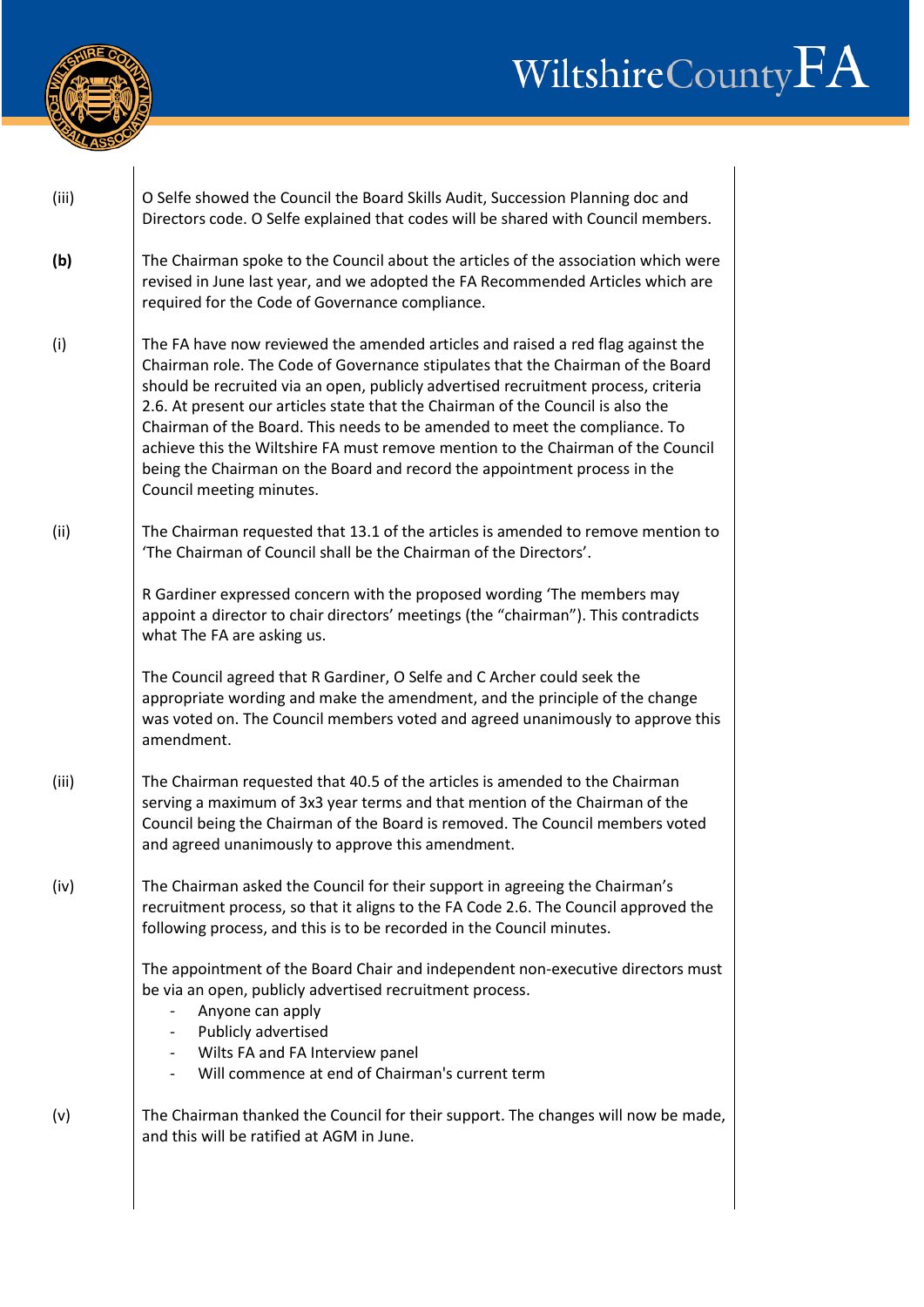| | |
|---|---|
| (iii) | O Selfe showed the Council the Board Skills Audit, Succession Planning doc and Directors code. O Selfe explained that codes will be shared with Council members. |
| **(b)** | The Chairman spoke to the Council about the articles of the association which were revised in June last year, and we adopted the FA Recommended Articles which are required for the Code of Governance compliance. |
| (i) | The FA have now reviewed the amended articles and raised a red flag against the Chairman role. The Code of Governance stipulates that the Chairman of the Board should be recruited via an open, publicly advertised recruitment process, criteria 2.6. At present our articles state that the Chairman of the Council is also the Chairman of the Board. This needs to be amended to meet the compliance. To achieve this the Wiltshire FA must remove mention to the Chairman of the Council being the Chairman on the Board and record the appointment process in the Council meeting minutes. |
| (ii) | The Chairman requested that 13.1 of the articles is amended to remove mention to 'The Chairman of Council shall be the Chairman of the Directors'.<br><br>R Gardiner expressed concern with the proposed wording 'The members may appoint a director to chair directors' meetings (the "chairman"). This contradicts what The FA are asking us.<br><br>The Council agreed that R Gardiner, O Selfe and C Archer could seek the appropriate wording and make the amendment, and the principle of the change was voted on. The Council members voted and agreed unanimously to approve this amendment. |
| (iii) | The Chairman requested that 40.5 of the articles is amended to the Chairman serving a maximum of 3x3 year terms and that mention of the Chairman of the Council being the Chairman of the Board is removed. The Council members voted and agreed unanimously to approve this amendment. |
| (iv) | The Chairman asked the Council for their support in agreeing the Chairman's recruitment process, so that it aligns to the FA Code 2.6. The Council approved the following process, and this is to be recorded in the Council minutes.<br><br>The appointment of the Board Chair and independent non-executive directors must be via an open, publicly advertised recruitment process.<br>- Anyone can apply<br>- Publicly advertised<br>- Wilts FA and FA Interview panel<br>- Will commence at end of Chairman's current term |
| (v) | The Chairman thanked the Council for their support. The changes will now be made, and this will be ratified at AGM in June. |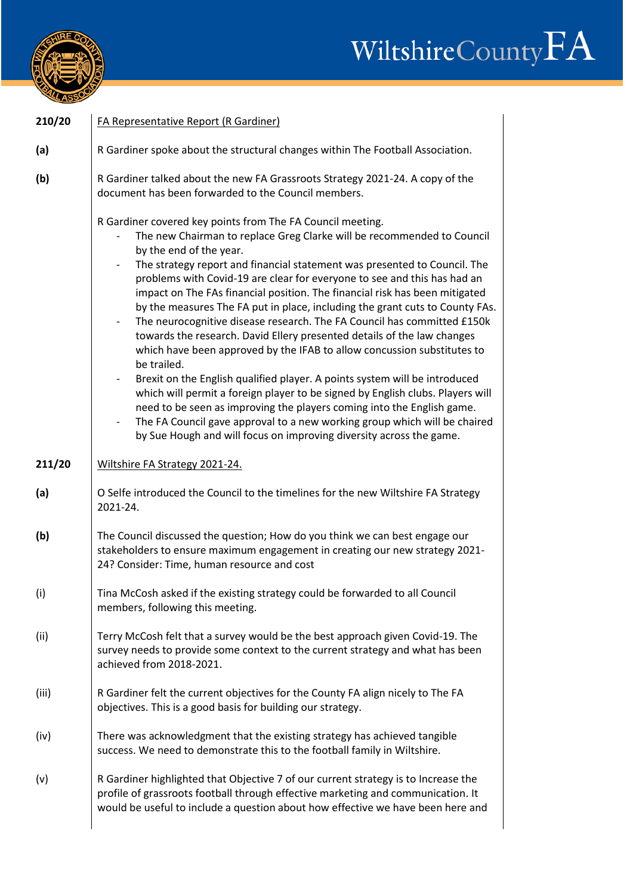**210/20** FA Representative Report (R Gardiner)

**(a)** R Gardiner spoke about the structural changes within The Football Association.

**(b)** R Gardiner talked about the new FA Grassroots Strategy 2021-24. A copy of the document has been forwarded to the Council members.

R Gardiner covered key points from The FA Council meeting.

- The new Chairman to replace Greg Clarke will be recommended to Council by the end of the year.
- The strategy report and financial statement was presented to Council. The problems with Covid-19 are clear for everyone to see and this has had an impact on The FAs financial position. The financial risk has been mitigated by the measures The FA put in place, including the grant cuts to County FAs.
- The neurocognitive disease research. The FA Council has committed £150k towards the research. David Ellery presented details of the law changes which have been approved by the IFAB to allow concussion substitutes to be trailed.
- Brexit on the English qualified player. A points system will be introduced which will permit a foreign player to be signed by English clubs. Players will need to be seen as improving the players coming into the English game.
- The FA Council gave approval to a new working group which will be chaired by Sue Hough and will focus on improving diversity across the game.

**211/20** Wiltshire FA Strategy 2021-24.

**(a)** O Selfe introduced the Council to the timelines for the new Wiltshire FA Strategy 2021-24.

**(b)** The Council discussed the question; How do you think we can best engage our stakeholders to ensure maximum engagement in creating our new strategy 2021-24? Consider: Time, human resource and cost

(i) Tina McCosh asked if the existing strategy could be forwarded to all Council members, following this meeting.

(ii) Terry McCosh felt that a survey would be the best approach given Covid-19. The survey needs to provide some context to the current strategy and what has been achieved from 2018-2021.

(iii) R Gardiner felt the current objectives for the County FA align nicely to The FA objectives. This is a good basis for building our strategy.

(iv) There was acknowledgment that the existing strategy has achieved tangible success. We need to demonstrate this to the football family in Wiltshire.

(v) R Gardiner highlighted that Objective 7 of our current strategy is to Increase the profile of grassroots football through effective marketing and communication. It would be useful to include a question about how effective we have been here and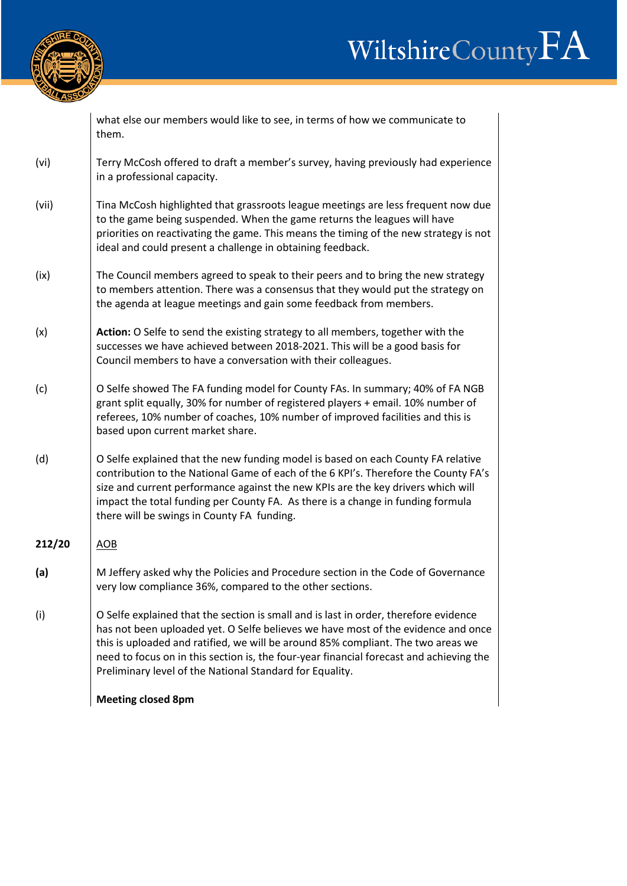what else our members would like to see, in terms of how we communicate to them.

(vi) Terry McCosh offered to draft a member's survey, having previously had experience in a professional capacity.

(vii) Tina McCosh highlighted that grassroots league meetings are less frequent now due to the game being suspended. When the game returns the leagues will have priorities on reactivating the game. This means the timing of the new strategy is not ideal and could present a challenge in obtaining feedback.

(ix) The Council members agreed to speak to their peers and to bring the new strategy to members attention. There was a consensus that they would put the strategy on the agenda at league meetings and gain some feedback from members.

(x) **Action:** O Selfe to send the existing strategy to all members, together with the successes we have achieved between 2018-2021. This will be a good basis for Council members to have a conversation with their colleagues.

(c) O Selfe showed The FA funding model for County FAs. In summary; 40% of FA NGB grant split equally, 30% for number of registered players + email. 10% number of referees, 10% number of coaches, 10% number of improved facilities and this is based upon current market share.

(d) O Selfe explained that the new funding model is based on each County FA relative contribution to the National Game of each of the 6 KPI's. Therefore the County FA's size and current performance against the new KPIs are the key drivers which will impact the total funding per County FA. As there is a change in funding formula there will be swings in County FA funding.

**212/20** AOB

**(a)** M Jeffery asked why the Policies and Procedure section in the Code of Governance very low compliance 36%, compared to the other sections.

(i) O Selfe explained that the section is small and is last in order, therefore evidence has not been uploaded yet. O Selfe believes we have most of the evidence and once this is uploaded and ratified, we will be around 85% compliant. The two areas we need to focus on in this section is, the four-year financial forecast and achieving the Preliminary level of the National Standard for Equality.

**Meeting closed 8pm**